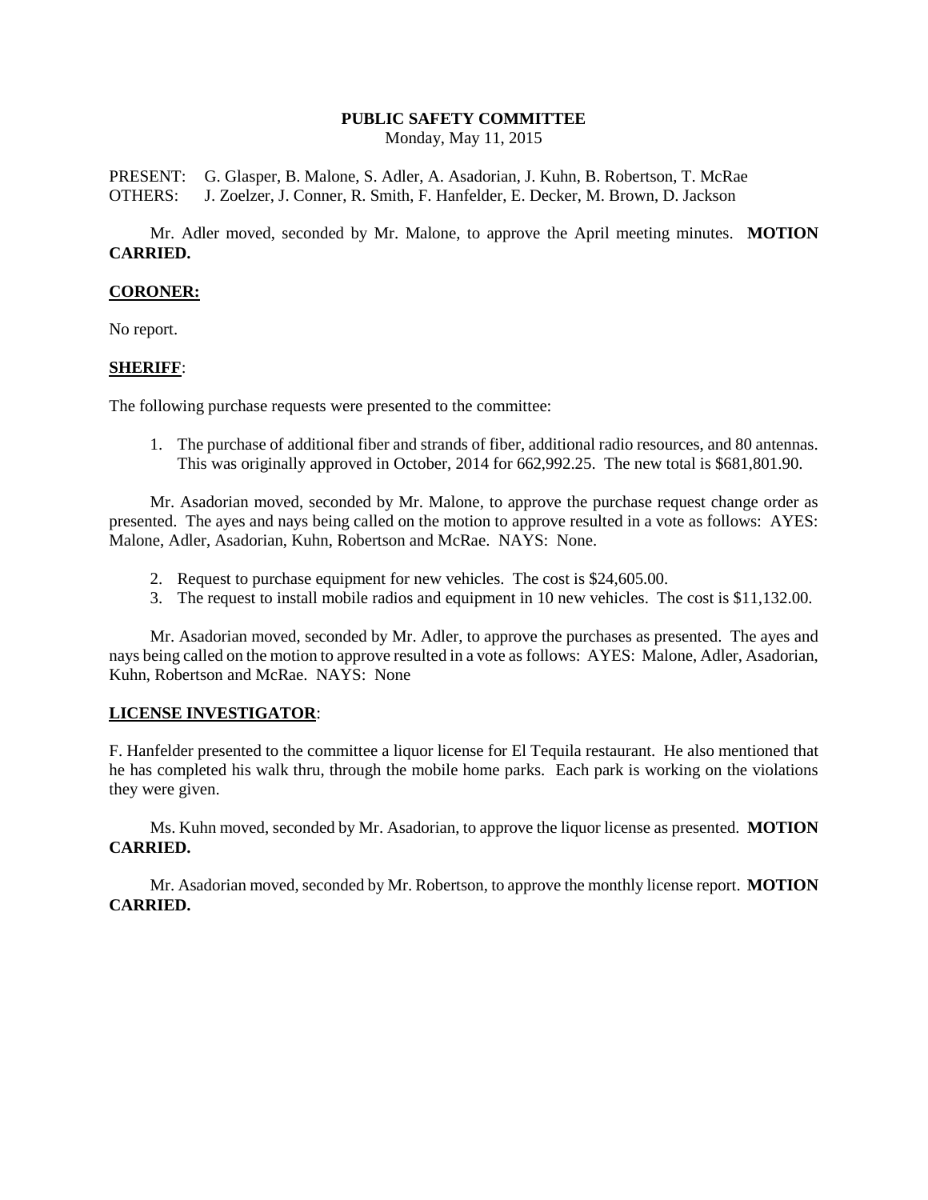**PUBLIC SAFETY COMMITTEE**
Monday, May 11, 2015

PRESENT: G. Glasper, B. Malone, S. Adler, A. Asadorian, J. Kuhn, B. Robertson, T. McRae
OTHERS: J. Zoelzer, J. Conner, R. Smith, F. Hanfelder, E. Decker, M. Brown, D. Jackson

Mr. Adler moved, seconded by Mr. Malone, to approve the April meeting minutes. **MOTION CARRIED.**

**CORONER:**

No report.

**SHERIFF**:

The following purchase requests were presented to the committee:

1. The purchase of additional fiber and strands of fiber, additional radio resources, and 80 antennas. This was originally approved in October, 2014 for 662,992.25. The new total is $681,801.90.

Mr. Asadorian moved, seconded by Mr. Malone, to approve the purchase request change order as presented. The ayes and nays being called on the motion to approve resulted in a vote as follows: AYES: Malone, Adler, Asadorian, Kuhn, Robertson and McRae. NAYS: None.

2. Request to purchase equipment for new vehicles. The cost is $24,605.00.
3. The request to install mobile radios and equipment in 10 new vehicles. The cost is $11,132.00.

Mr. Asadorian moved, seconded by Mr. Adler, to approve the purchases as presented. The ayes and nays being called on the motion to approve resulted in a vote as follows: AYES: Malone, Adler, Asadorian, Kuhn, Robertson and McRae. NAYS: None

**LICENSE INVESTIGATOR**:

F. Hanfelder presented to the committee a liquor license for El Tequila restaurant. He also mentioned that he has completed his walk thru, through the mobile home parks. Each park is working on the violations they were given.

Ms. Kuhn moved, seconded by Mr. Asadorian, to approve the liquor license as presented. **MOTION CARRIED.**

Mr. Asadorian moved, seconded by Mr. Robertson, to approve the monthly license report. **MOTION CARRIED.**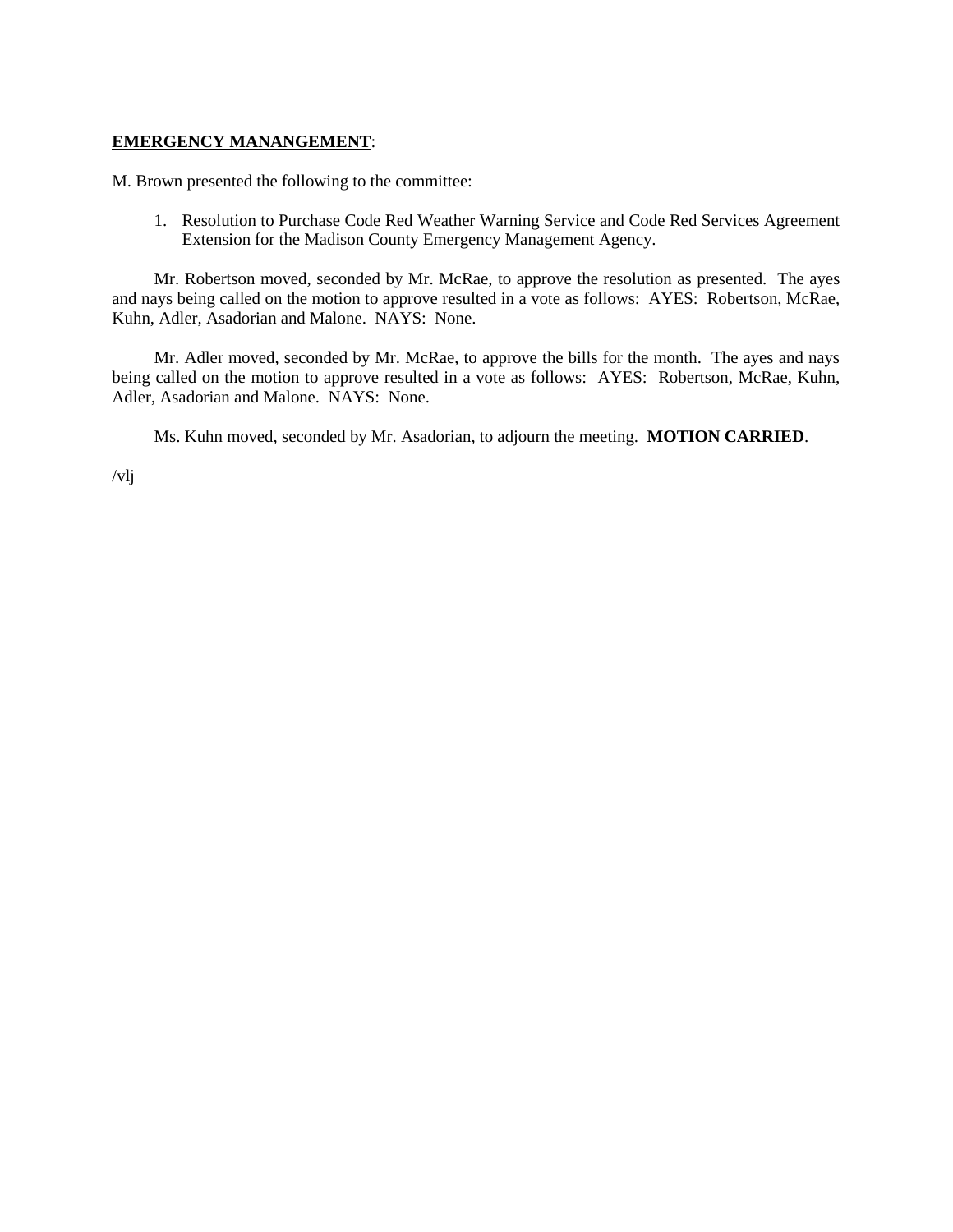**<u>EMERGENCY MANANGEMENT</u>**:

M. Brown presented the following to the committee:

1. Resolution to Purchase Code Red Weather Warning Service and Code Red Services Agreement Extension for the Madison County Emergency Management Agency.

Mr. Robertson moved, seconded by Mr. McRae, to approve the resolution as presented. The ayes and nays being called on the motion to approve resulted in a vote as follows: AYES: Robertson, McRae, Kuhn, Adler, Asadorian and Malone. NAYS: None.

Mr. Adler moved, seconded by Mr. McRae, to approve the bills for the month. The ayes and nays being called on the motion to approve resulted in a vote as follows: AYES: Robertson, McRae, Kuhn, Adler, Asadorian and Malone. NAYS: None.

Ms. Kuhn moved, seconded by Mr. Asadorian, to adjourn the meeting. **MOTION CARRIED**.

/vlj